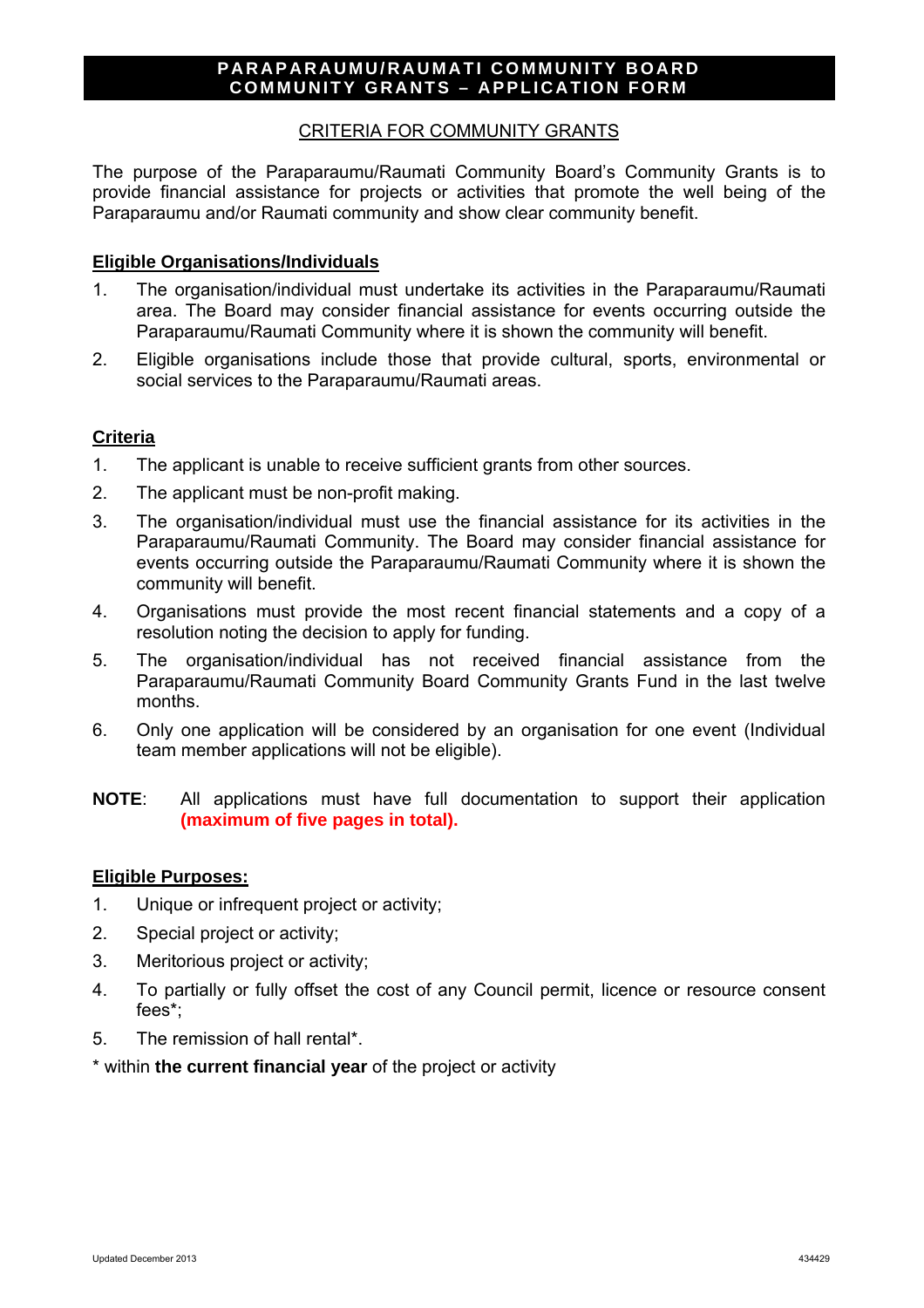# PARAPARAUMU/RAUMATI COMMUNITY BOARD COMMUNITY GRANTS – APPLICATION FORM

## CRITERIA FOR COMMUNITY GRANTS

The purpose of the Paraparaumu/Raumati Community Board's Community Grants is to provide financial assistance for projects or activities that promote the well being of the Paraparaumu and/or Raumati community and show clear community benefit.

### Eligible Organisations/Individuals

1. The organisation/individual must undertake its activities in the Paraparaumu/Raumati area. The Board may consider financial assistance for events occurring outside the Paraparaumu/Raumati Community where it is shown the community will benefit.
2. Eligible organisations include those that provide cultural, sports, environmental or social services to the Paraparaumu/Raumati areas.

### Criteria

1. The applicant is unable to receive sufficient grants from other sources.
2. The applicant must be non-profit making.
3. The organisation/individual must use the financial assistance for its activities in the Paraparaumu/Raumati Community. The Board may consider financial assistance for events occurring outside the Paraparaumu/Raumati Community where it is shown the community will benefit.
4. Organisations must provide the most recent financial statements and a copy of a resolution noting the decision to apply for funding.
5. The organisation/individual has not received financial assistance from the Paraparaumu/Raumati Community Board Community Grants Fund in the last twelve months.
6. Only one application will be considered by an organisation for one event (Individual team member applications will not be eligible).

**NOTE**: All applications must have full documentation to support their application **(maximum of five pages in total).**

### Eligible Purposes:

1. Unique or infrequent project or activity;
2. Special project or activity;
3. Meritorious project or activity;
4. To partially or fully offset the cost of any Council permit, licence or resource consent fees*;
5. The remission of hall rental*.

* within **the current financial year** of the project or activity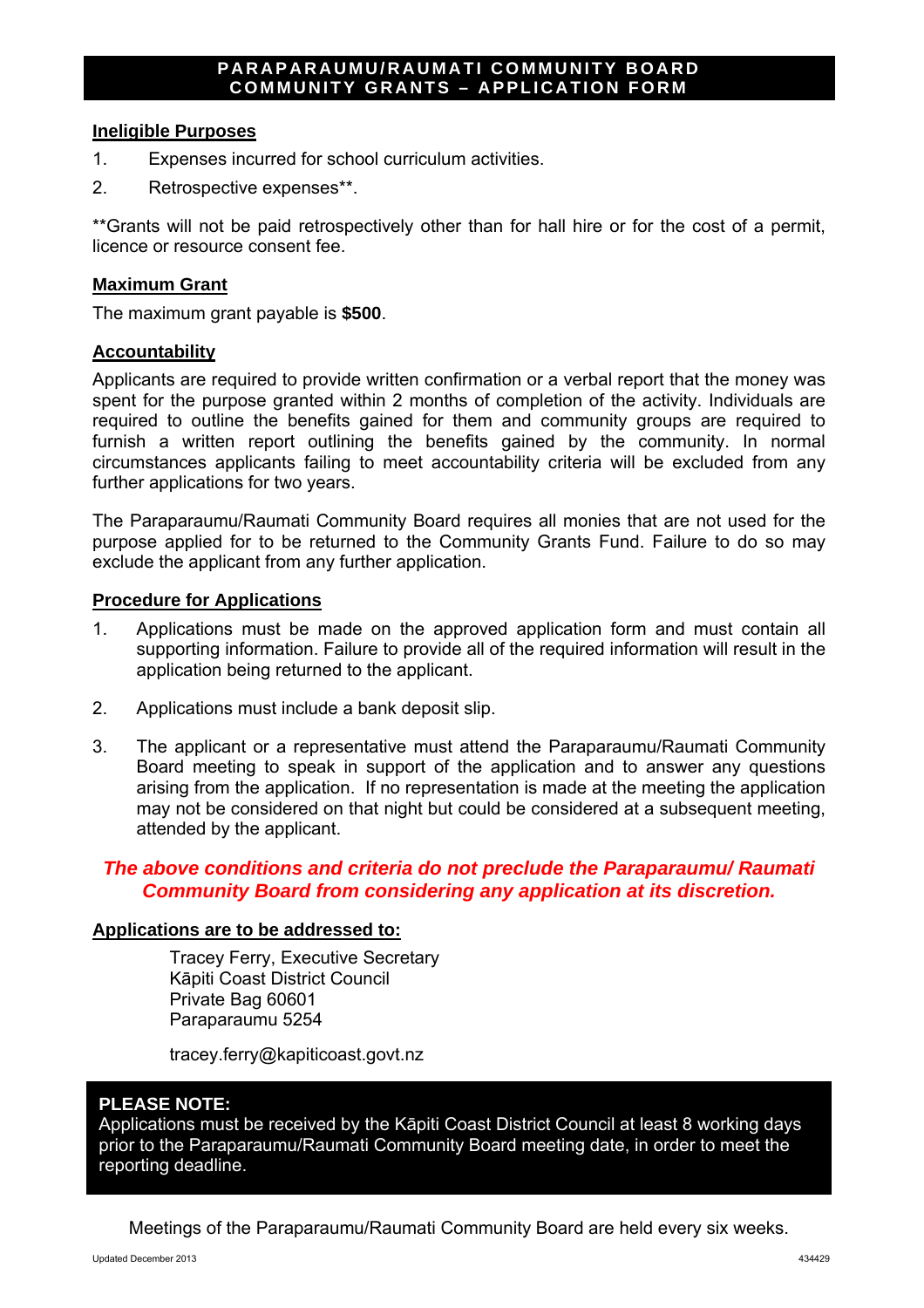# PARAPARAUMU/RAUMATI COMMUNITY BOARD
## COMMUNITY GRANTS – APPLICATION FORM

### Ineligible Purposes

1. Expenses incurred for school curriculum activities.
2. Retrospective expenses**.

**Grants will not be paid retrospectively other than for hall hire or for the cost of a permit, licence or resource consent fee.

### Maximum Grant

The maximum grant payable is **$500**.

### Accountability

Applicants are required to provide written confirmation or a verbal report that the money was spent for the purpose granted within 2 months of completion of the activity. Individuals are required to outline the benefits gained for them and community groups are required to furnish a written report outlining the benefits gained by the community. In normal circumstances applicants failing to meet accountability criteria will be excluded from any further applications for two years.

The Paraparaumu/Raumati Community Board requires all monies that are not used for the purpose applied for to be returned to the Community Grants Fund. Failure to do so may exclude the applicant from any further application.

### Procedure for Applications

1. Applications must be made on the approved application form and must contain all supporting information. Failure to provide all of the required information will result in the application being returned to the applicant.

2. Applications must include a bank deposit slip.

3. The applicant or a representative must attend the Paraparaumu/Raumati Community Board meeting to speak in support of the application and to answer any questions arising from the application. If no representation is made at the meeting the application may not be considered on that night but could be considered at a subsequent meeting, attended by the applicant.

***The above conditions and criteria do not preclude the Paraparaumu/ Raumati Community Board from considering any application at its discretion.***

### Applications are to be addressed to:

Tracey Ferry, Executive Secretary
Kāpiti Coast District Council
Private Bag 60601
Paraparaumu 5254

tracey.ferry@kapiticoast.govt.nz

**PLEASE NOTE:**
Applications must be received by the Kāpiti Coast District Council at least 8 working days prior to the Paraparaumu/Raumati Community Board meeting date, in order to meet the reporting deadline.

Meetings of the Paraparaumu/Raumati Community Board are held every six weeks.

Updated December 2013

434429